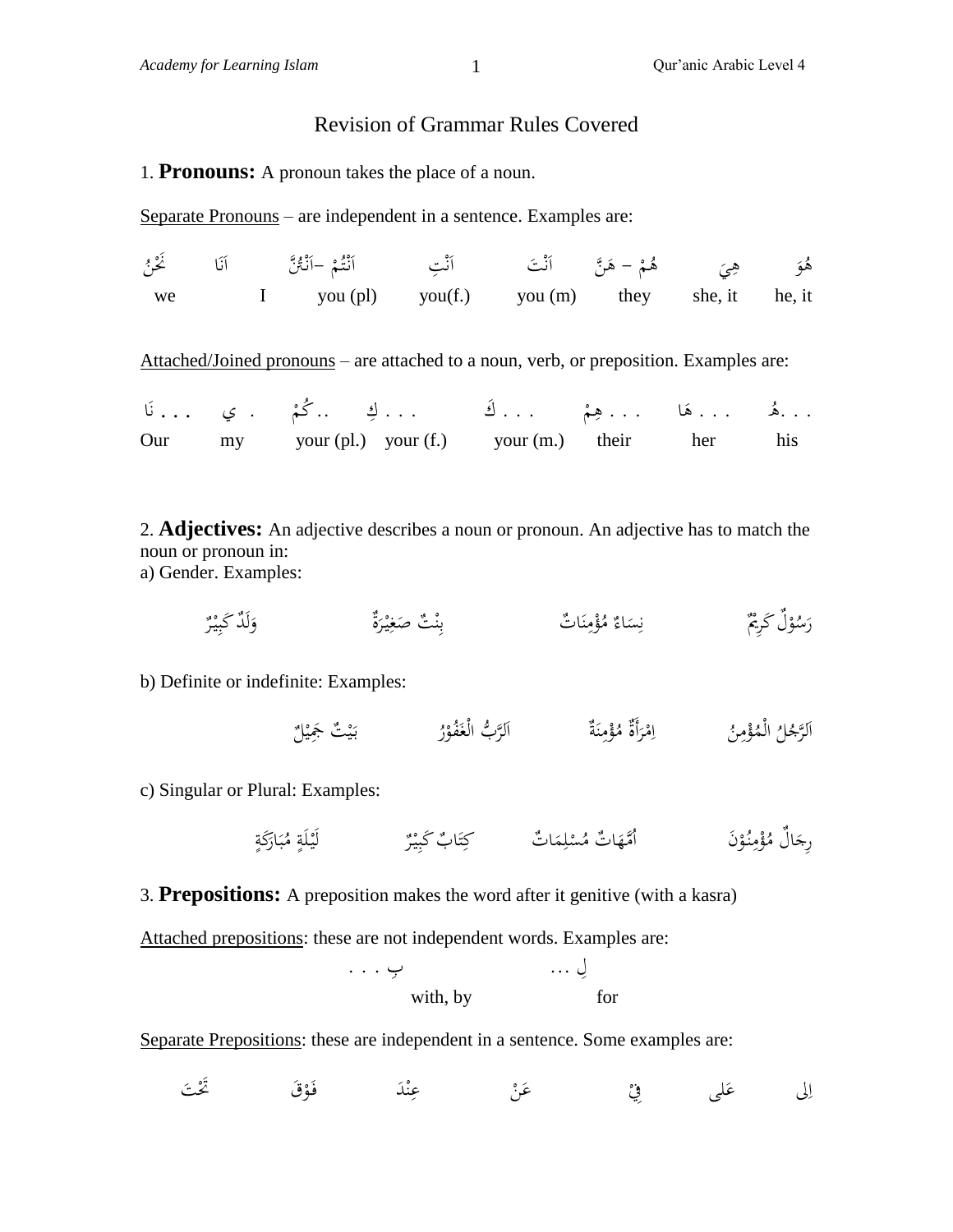# Revision of Grammar Rules Covered

1. **Pronouns:** A pronoun takes the place of a noun.

Separate Pronouns – are independent in a sentence. Examples are:

| نَحْنُ | اَنَا | اَنْتُمْ –اَنْتُنَّ | اَنْتِ | اَنْتَ | هُمْ – هُنَّ | هِيَ | هُوَ |
|---|---|---|---|---|---|---|---|
| we | I | you (pl) | you(f.) | you (m) | they | she, it | he, it |

Attached/Joined pronouns – are attached to a noun, verb, or preposition. Examples are:

| . . . نَا | . ي | .. كُمْ | . . . كِ | . . . كَ | . . . هِمْ | . . . هَا | . . .هُ |
|---|---|---|---|---|---|---|---|
| Our | my | your (pl.) | your (f.) | your (m.) | their | her | his |

2. **Adjectives:** An adjective describes a noun or pronoun. An adjective has to match the noun or pronoun in:

a) Gender. Examples:

رَسُوْلٌ كَرِيْمٌ &emsp; نِسَاءٌ مُؤْمِنَاتٌ &emsp; بِنْتٌ صَغِيْرَةٌ &emsp; وَلَدٌ كَبِيْرٌ

b) Definite or indefinite: Examples:

اَلرَّجُلُ الْمُؤْمِنُ &emsp; اِمْرَأَةٌ مُؤْمِنَةٌ &emsp; اَلرَّبُّ الْغَفُوْرُ &emsp; بَيْتٌ جَمِيْلٌ

c) Singular or Plural: Examples:

رِجَالٌ مُؤْمِنُوْنَ &emsp; اُمَّهَاتٌ مُسْلِمَاتٌ &emsp; كِتَابٌ كَبِيْرٌ &emsp; لَيْلَةٍ مُبَارَكَةٍ

3. **Prepositions:** A preposition makes the word after it genitive (with a kasra)

Attached prepositions: these are not independent words. Examples are:

| لِ ... | بِ . . . |
|---|---|
| for | with, by |

Separate Prepositions: these are independent in a sentence. Some examples are:

اِلى &emsp; عَلى &emsp; فِيْ &emsp; عَنْ &emsp; عِنْدَ &emsp; فَوْقَ &emsp; تَحْتَ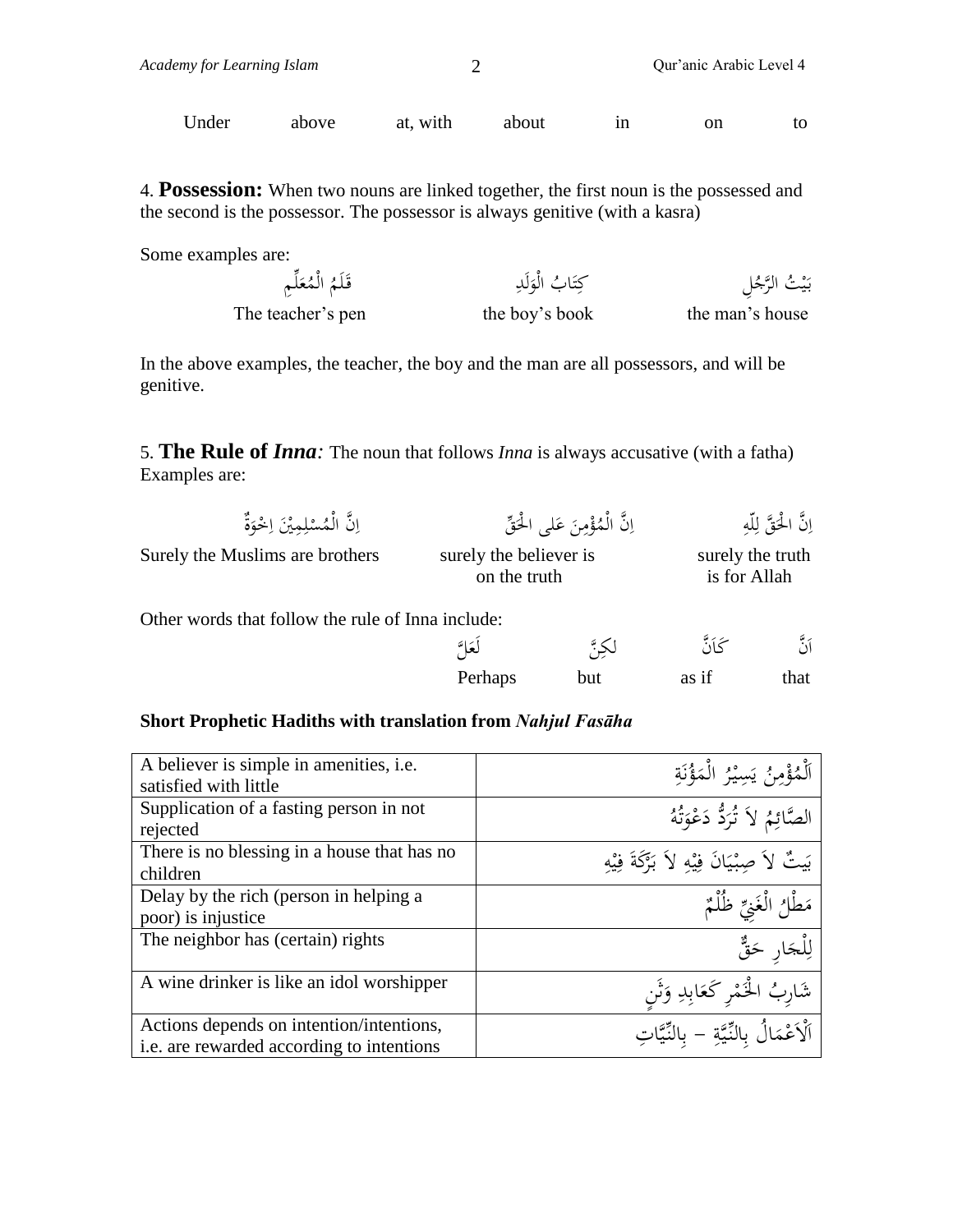Under above at, with about in on to

4. **Possession:** When two nouns are linked together, the first noun is the possessed and the second is the possessor. The possessor is always genitive (with a kasra)

Some examples are:

| | | |
|---|---|---|
| قَلَمُ الْمُعَلِّمِ | كِتَابُ الْوَلَدِ | بَيْتُ الرَّجُلِ |
| The teacher's pen | the boy's book | the man's house |

In the above examples, the teacher, the boy and the man are all possessors, and will be genitive.

5. **The Rule of *Inna*:** The noun that follows *Inna* is always accusative (with a fatha) Examples are:

| | | |
|---|---|---|
| اِنَّ الْمُسْلِمِيْنَ اِخْوَةٌ | اِنَّ الْمُؤْمِنَ عَلى الْحَقِّ | اِنَّ الْحَقَّ لِلّهِ |
| Surely the Muslims are brothers | surely the believer is on the truth | surely the truth is for Allah |

Other words that follow the rule of Inna include:

| | | | |
|---|---|---|---|
| لَعَلَّ | لكِنَّ | كَاَنَّ | اَنَّ |
| Perhaps | but | as if | that |

**Short Prophetic Hadiths with translation from *Nahjul Fasāha***

| | |
|---|---|
| A believer is simple in amenities, i.e. satisfied with little | اَلْمُؤْمِنُ يَسِيْرُ الْمَؤُنَةِ |
| Supplication of a fasting person in not rejected | الصَّائِمُ لاَ تُرَدُّ دَعْوَتُهُ |
| There is no blessing in a house that has no children | بَيتٌ لاَ صِبْيَانَ فِيْهِ لاَ بَرَكَةَ فِيْهِ |
| Delay by the rich (person in helping a poor) is injustice | مَطْلُ الْغَنِيِّ ظُلْمٌ |
| The neighbor has (certain) rights | لِلْجَارِ حَقٌّ |
| A wine drinker is like an idol worshipper | شَارِبُ الْخَمْرِ كَعَابِدِ وَثَنٍ |
| Actions depends on intention/intentions, i.e. are rewarded according to intentions | اَلْاَعْمَالُ بِالنِّيَّةِ – بِالنِّيَّاتِ |